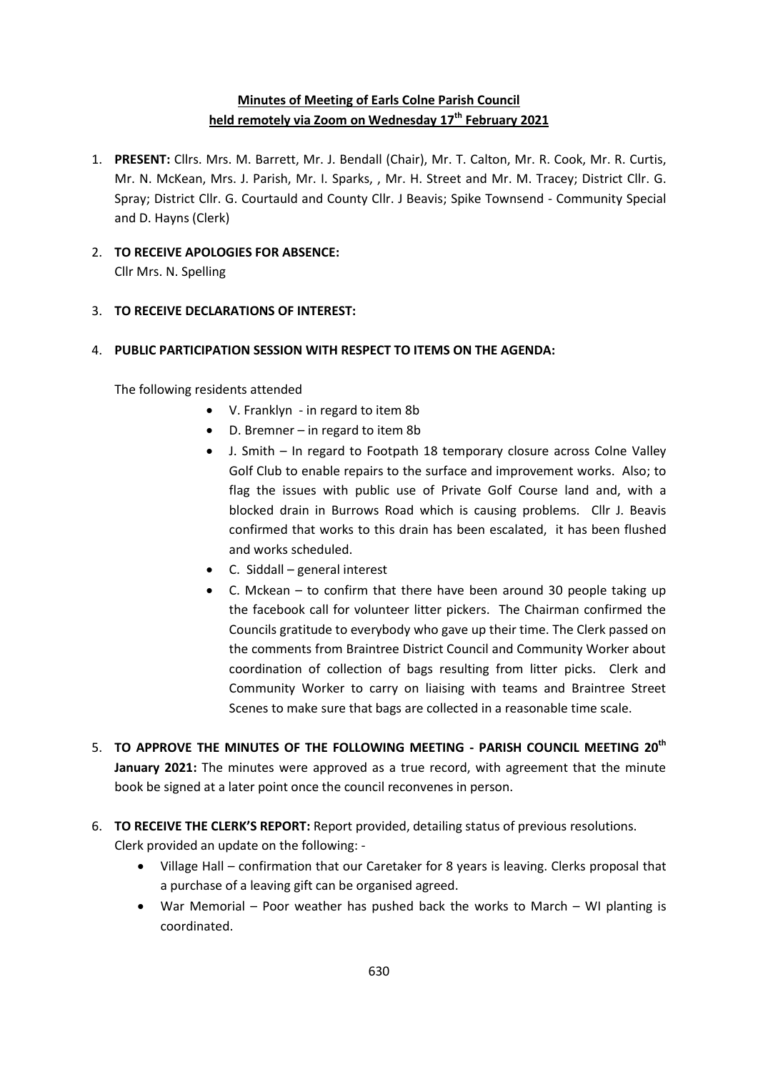**Minutes of Meeting of Earls Colne Parish Council**
**held remotely via Zoom on Wednesday 17th February 2021**

1. **PRESENT:** Cllrs. Mrs. M. Barrett, Mr. J. Bendall (Chair), Mr. T. Calton, Mr. R. Cook, Mr. R. Curtis, Mr. N. McKean, Mrs. J. Parish, Mr. I. Sparks, , Mr. H. Street and Mr. M. Tracey; District Cllr. G. Spray; District Cllr. G. Courtauld and County Cllr. J Beavis; Spike Townsend - Community Special and D. Hayns (Clerk)

2. **TO RECEIVE APOLOGIES FOR ABSENCE:**
   Cllr Mrs. N. Spelling

3. **TO RECEIVE DECLARATIONS OF INTEREST:**

4. **PUBLIC PARTICIPATION SESSION WITH RESPECT TO ITEMS ON THE AGENDA:**

   The following residents attended

   - V. Franklyn - in regard to item 8b
   - D. Bremner – in regard to item 8b
   - J. Smith – In regard to Footpath 18 temporary closure across Colne Valley Golf Club to enable repairs to the surface and improvement works. Also; to flag the issues with public use of Private Golf Course land and, with a blocked drain in Burrows Road which is causing problems. Cllr J. Beavis confirmed that works to this drain has been escalated, it has been flushed and works scheduled.
   - C. Siddall – general interest
   - C. Mckean – to confirm that there have been around 30 people taking up the facebook call for volunteer litter pickers. The Chairman confirmed the Councils gratitude to everybody who gave up their time. The Clerk passed on the comments from Braintree District Council and Community Worker about coordination of collection of bags resulting from litter picks. Clerk and Community Worker to carry on liaising with teams and Braintree Street Scenes to make sure that bags are collected in a reasonable time scale.

5. **TO APPROVE THE MINUTES OF THE FOLLOWING MEETING - PARISH COUNCIL MEETING 20th January 2021:** The minutes were approved as a true record, with agreement that the minute book be signed at a later point once the council reconvenes in person.

6. **TO RECEIVE THE CLERK'S REPORT:** Report provided, detailing status of previous resolutions.
   Clerk provided an update on the following: -

   - Village Hall – confirmation that our Caretaker for 8 years is leaving. Clerks proposal that a purchase of a leaving gift can be organised agreed.
   - War Memorial – Poor weather has pushed back the works to March – WI planting is coordinated.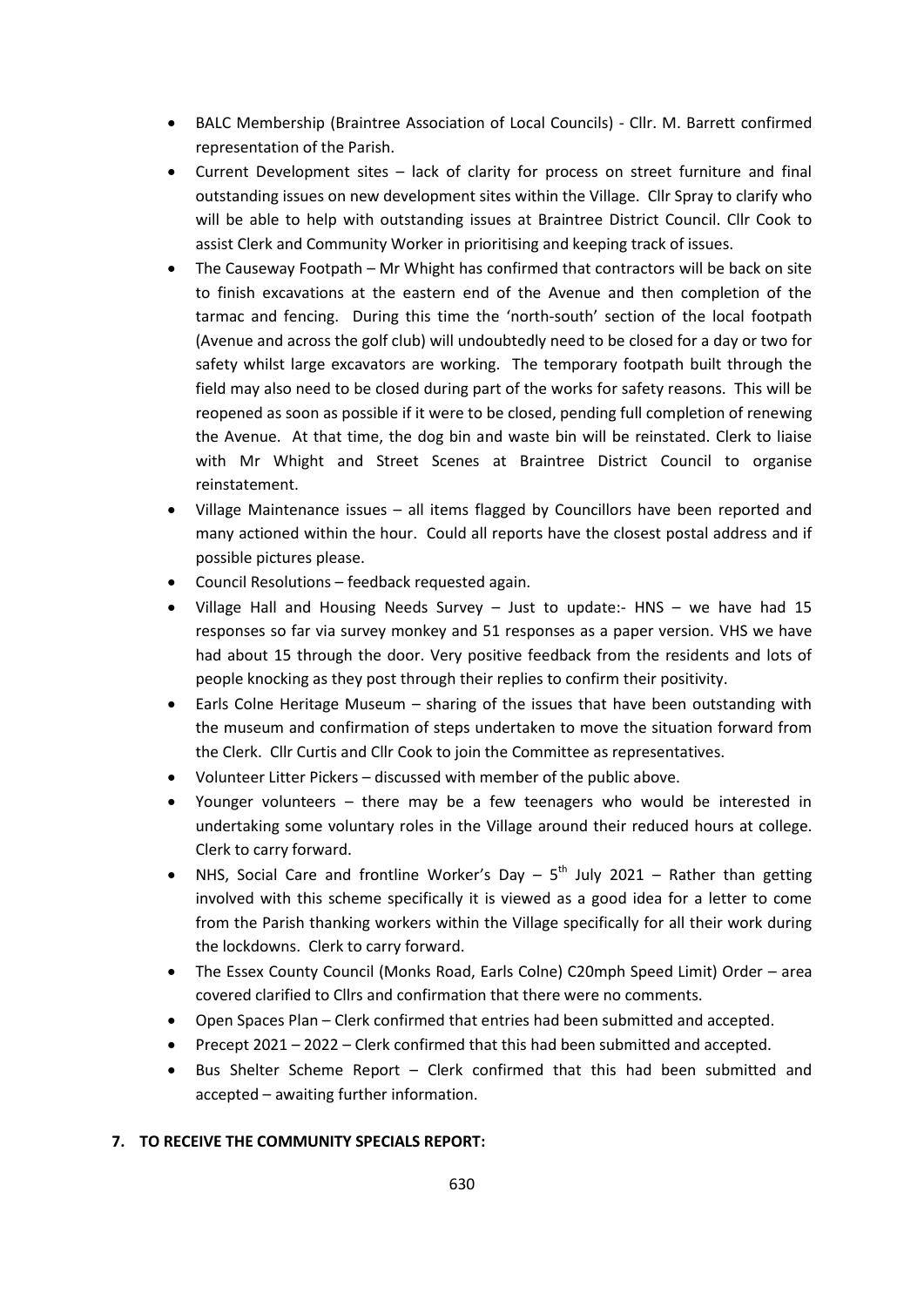- BALC Membership (Braintree Association of Local Councils) - Cllr. M. Barrett confirmed representation of the Parish.
- Current Development sites – lack of clarity for process on street furniture and final outstanding issues on new development sites within the Village. Cllr Spray to clarify who will be able to help with outstanding issues at Braintree District Council. Cllr Cook to assist Clerk and Community Worker in prioritising and keeping track of issues.
- The Causeway Footpath – Mr Whight has confirmed that contractors will be back on site to finish excavations at the eastern end of the Avenue and then completion of the tarmac and fencing. During this time the 'north-south' section of the local footpath (Avenue and across the golf club) will undoubtedly need to be closed for a day or two for safety whilst large excavators are working. The temporary footpath built through the field may also need to be closed during part of the works for safety reasons. This will be reopened as soon as possible if it were to be closed, pending full completion of renewing the Avenue. At that time, the dog bin and waste bin will be reinstated. Clerk to liaise with Mr Whight and Street Scenes at Braintree District Council to organise reinstatement.
- Village Maintenance issues – all items flagged by Councillors have been reported and many actioned within the hour. Could all reports have the closest postal address and if possible pictures please.
- Council Resolutions – feedback requested again.
- Village Hall and Housing Needs Survey – Just to update:- HNS – we have had 15 responses so far via survey monkey and 51 responses as a paper version. VHS we have had about 15 through the door. Very positive feedback from the residents and lots of people knocking as they post through their replies to confirm their positivity.
- Earls Colne Heritage Museum – sharing of the issues that have been outstanding with the museum and confirmation of steps undertaken to move the situation forward from the Clerk. Cllr Curtis and Cllr Cook to join the Committee as representatives.
- Volunteer Litter Pickers – discussed with member of the public above.
- Younger volunteers – there may be a few teenagers who would be interested in undertaking some voluntary roles in the Village around their reduced hours at college. Clerk to carry forward.
- NHS, Social Care and frontline Worker's Day – 5th July 2021 – Rather than getting involved with this scheme specifically it is viewed as a good idea for a letter to come from the Parish thanking workers within the Village specifically for all their work during the lockdowns. Clerk to carry forward.
- The Essex County Council (Monks Road, Earls Colne) C20mph Speed Limit) Order – area covered clarified to Cllrs and confirmation that there were no comments.
- Open Spaces Plan – Clerk confirmed that entries had been submitted and accepted.
- Precept 2021 – 2022 – Clerk confirmed that this had been submitted and accepted.
- Bus Shelter Scheme Report – Clerk confirmed that this had been submitted and accepted – awaiting further information.

**7. TO RECEIVE THE COMMUNITY SPECIALS REPORT:**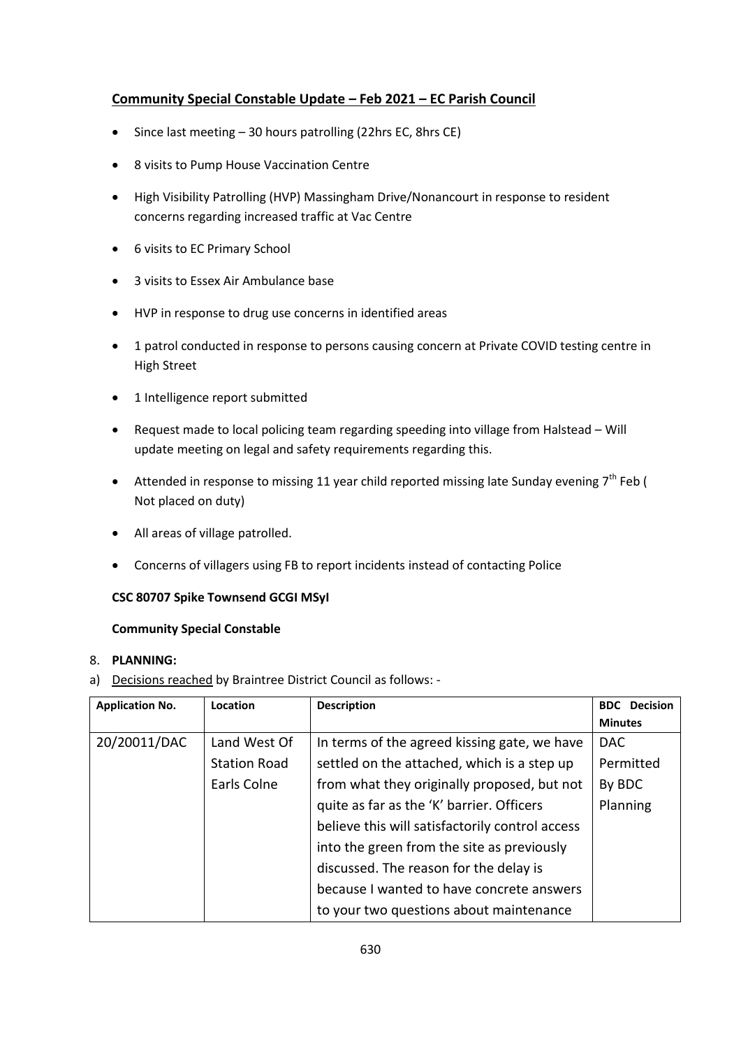## Community Special Constable Update – Feb 2021 – EC Parish Council

- Since last meeting – 30 hours patrolling (22hrs EC, 8hrs CE)
- 8 visits to Pump House Vaccination Centre
- High Visibility Patrolling (HVP) Massingham Drive/Nonancourt in response to resident concerns regarding increased traffic at Vac Centre
- 6 visits to EC Primary School
- 3 visits to Essex Air Ambulance base
- HVP in response to drug use concerns in identified areas
- 1 patrol conducted in response to persons causing concern at Private COVID testing centre in High Street
- 1 Intelligence report submitted
- Request made to local policing team regarding speeding into village from Halstead – Will update meeting on legal and safety requirements regarding this.
- Attended in response to missing 11 year child reported missing late Sunday evening 7th Feb ( Not placed on duty)
- All areas of village patrolled.
- Concerns of villagers using FB to report incidents instead of contacting Police

**CSC 80707 Spike Townsend GCGI MSyI**

**Community Special Constable**

8. **PLANNING:**

a) Decisions reached by Braintree District Council as follows: -

| Application No. | Location | Description | BDC Decision Minutes |
|---|---|---|---|
| 20/20011/DAC | Land West Of Station Road Earls Colne | In terms of the agreed kissing gate, we have settled on the attached, which is a step up from what they originally proposed, but not quite as far as the 'K' barrier. Officers believe this will satisfactorily control access into the green from the site as previously discussed. The reason for the delay is because I wanted to have concrete answers to your two questions about maintenance | DAC Permitted By BDC Planning |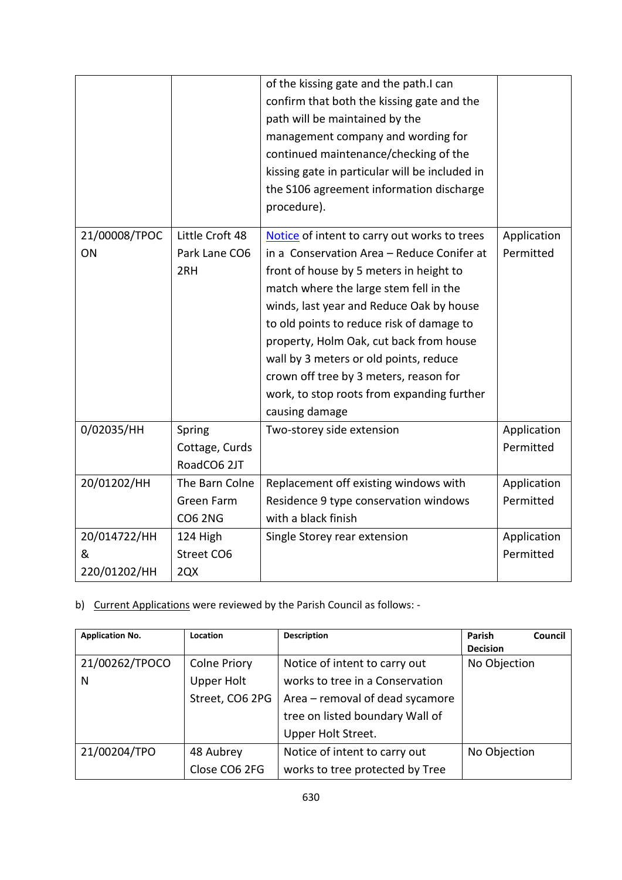| | | | |
|---|---|---|---|
| | | of the kissing gate and the path.I can confirm that both the kissing gate and the path will be maintained by the management company and wording for continued maintenance/checking of the kissing gate in particular will be included in the S106 agreement information discharge procedure). | |
| 21/00008/TPOCON | Little Croft 48 Park Lane CO6 2RH | Notice of intent to carry out works to trees in a Conservation Area – Reduce Conifer at front of house by 5 meters in height to match where the large stem fell in the winds, last year and Reduce Oak by house to old points to reduce risk of damage to property, Holm Oak, cut back from house wall by 3 meters or old points, reduce crown off tree by 3 meters, reason for work, to stop roots from expanding further causing damage | Application Permitted |
| 0/02035/HH | Spring Cottage, Curds RoadCO6 2JT | Two-storey side extension | Application Permitted |
| 20/01202/HH | The Barn Colne Green Farm CO6 2NG | Replacement off existing windows with Residence 9 type conservation windows with a black finish | Application Permitted |
| 20/014722/HH & 220/01202/HH | 124 High Street CO6 2QX | Single Storey rear extension | Application Permitted |

b) Current Applications were reviewed by the Parish Council as follows: -

| Application No. | Location | Description | Parish Council Decision |
|---|---|---|---|
| 21/00262/TPOCON | Colne Priory Upper Holt Street, CO6 2PG | Notice of intent to carry out works to tree in a Conservation Area – removal of dead sycamore tree on listed boundary Wall of Upper Holt Street. | No Objection |
| 21/00204/TPO | 48 Aubrey Close CO6 2FG | Notice of intent to carry out works to tree protected by Tree | No Objection |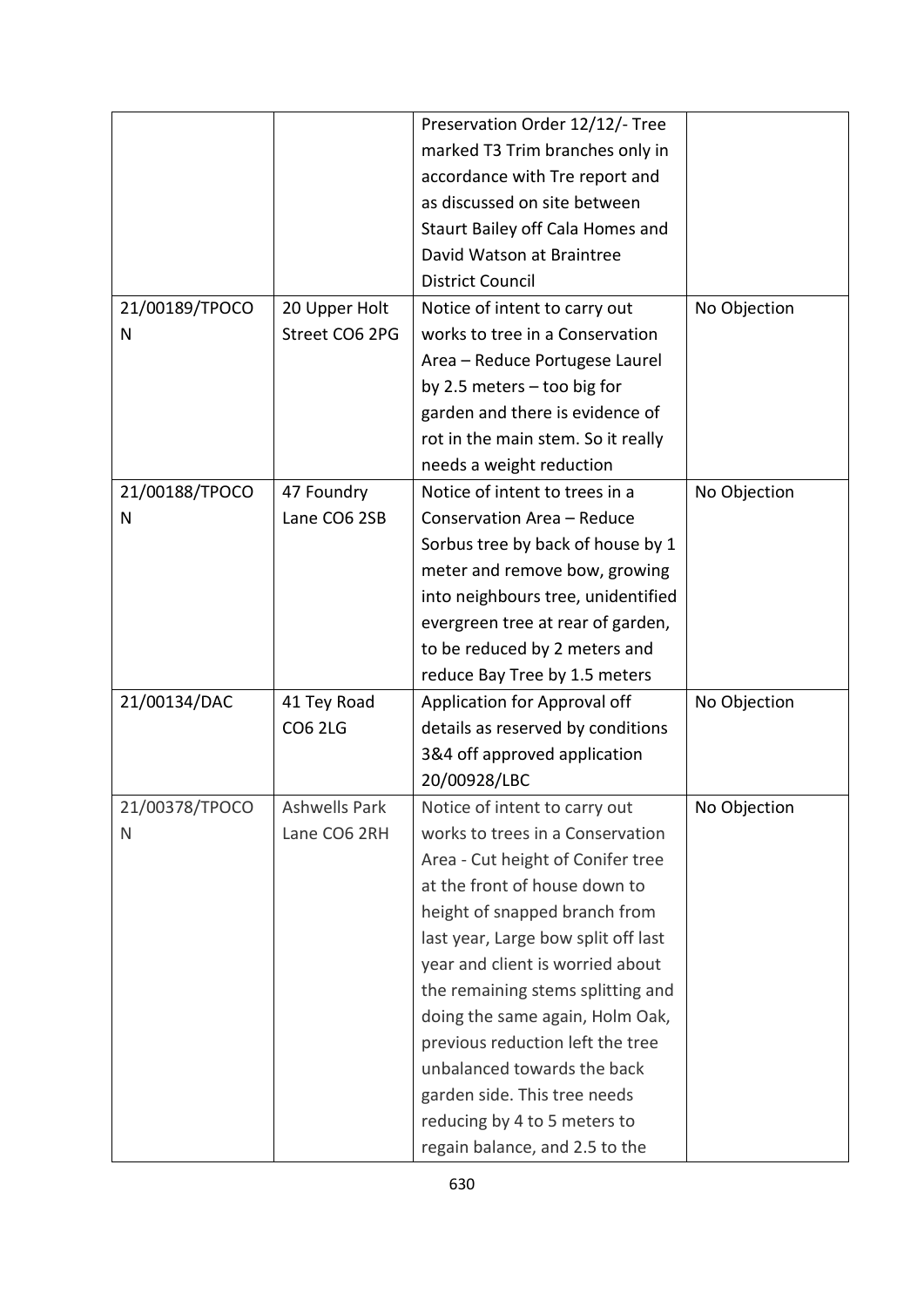| | | | |
|---|---|---|---|
| | | Preservation Order 12/12/- Tree marked T3 Trim branches only in accordance with Tre report and as discussed on site between Staurt Bailey off Cala Homes and David Watson at Braintree District Council | |
| 21/00189/TPOCON | 20 Upper Holt Street CO6 2PG | Notice of intent to carry out works to tree in a Conservation Area – Reduce Portugese Laurel by 2.5 meters – too big for garden and there is evidence of rot in the main stem. So it really needs a weight reduction | No Objection |
| 21/00188/TPOCON | 47 Foundry Lane CO6 2SB | Notice of intent to trees in a Conservation Area – Reduce Sorbus tree by back of house by 1 meter and remove bow, growing into neighbours tree, unidentified evergreen tree at rear of garden, to be reduced by 2 meters and reduce Bay Tree by 1.5 meters | No Objection |
| 21/00134/DAC | 41 Tey Road CO6 2LG | Application for Approval off details as reserved by conditions 3&4 off approved application 20/00928/LBC | No Objection |
| 21/00378/TPOCON | Ashwells Park Lane CO6 2RH | Notice of intent to carry out works to trees in a Conservation Area - Cut height of Conifer tree at the front of house down to height of snapped branch from last year, Large bow split off last year and client is worried about the remaining stems splitting and doing the same again, Holm Oak, previous reduction left the tree unbalanced towards the back garden side. This tree needs reducing by 4 to 5 meters to regain balance, and 2.5 to the | No Objection |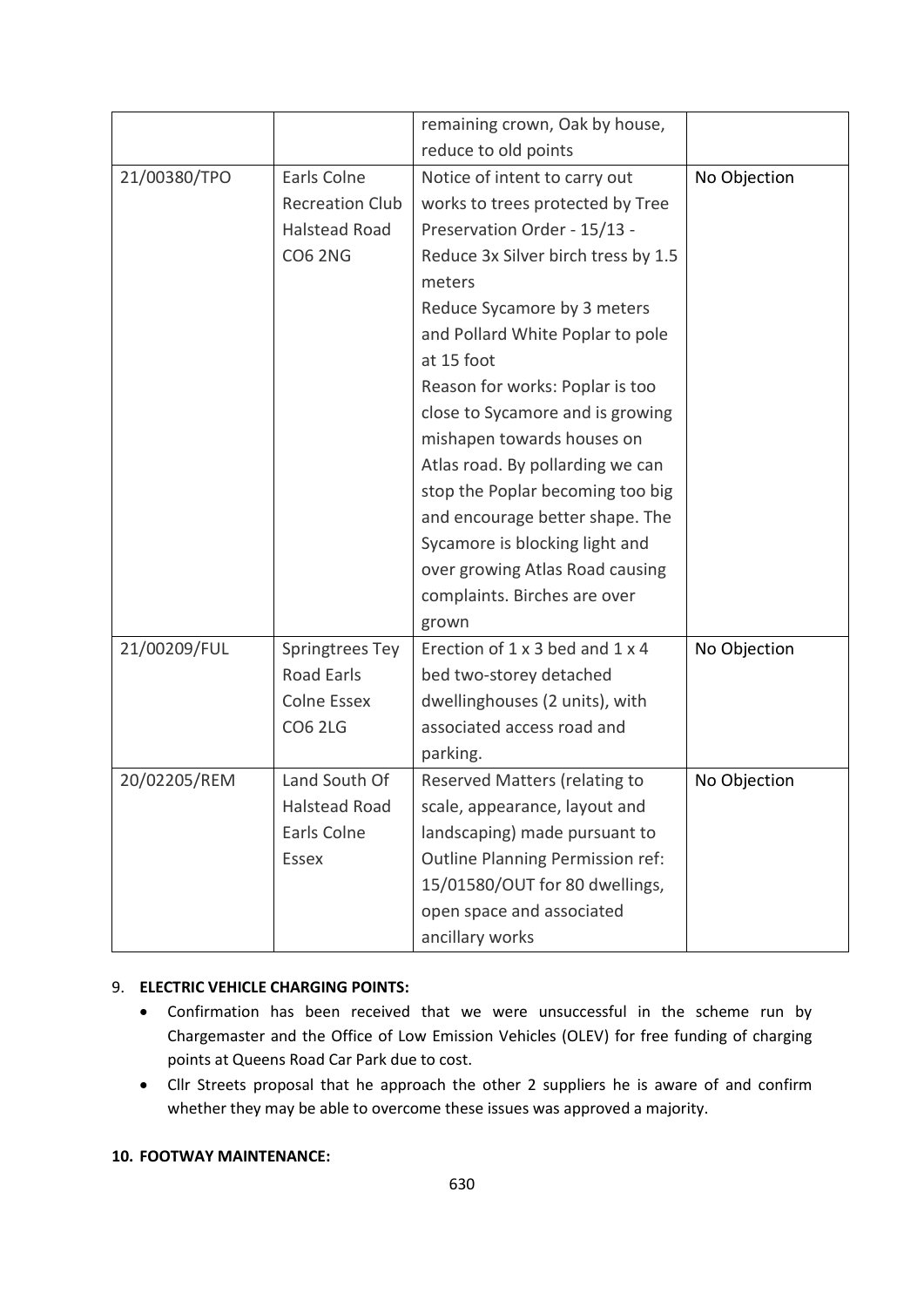| | | remaining crown, Oak by house, reduce to old points | |
|---|---|---|---|
| 21/00380/TPO | Earls Colne Recreation Club Halstead Road CO6 2NG | Notice of intent to carry out works to trees protected by Tree Preservation Order - 15/13 - Reduce 3x Silver birch tress by 1.5 meters<br>Reduce Sycamore by 3 meters and Pollard White Poplar to pole at 15 foot<br>Reason for works: Poplar is too close to Sycamore and is growing mishapen towards houses on Atlas road. By pollarding we can stop the Poplar becoming too big and encourage better shape. The Sycamore is blocking light and over growing Atlas Road causing complaints. Birches are over grown | No Objection |
| 21/00209/FUL | Springtrees Tey Road Earls Colne Essex CO6 2LG | Erection of 1 x 3 bed and 1 x 4 bed two-storey detached dwellinghouses (2 units), with associated access road and parking. | No Objection |
| 20/02205/REM | Land South Of Halstead Road Earls Colne Essex | Reserved Matters (relating to scale, appearance, layout and landscaping) made pursuant to Outline Planning Permission ref: 15/01580/OUT for 80 dwellings, open space and associated ancillary works | No Objection |

9. **ELECTRIC VEHICLE CHARGING POINTS:**
   - Confirmation has been received that we were unsuccessful in the scheme run by Chargemaster and the Office of Low Emission Vehicles (OLEV) for free funding of charging points at Queens Road Car Park due to cost.
   - Cllr Streets proposal that he approach the other 2 suppliers he is aware of and confirm whether they may be able to overcome these issues was approved a majority.

**10. FOOTWAY MAINTENANCE:**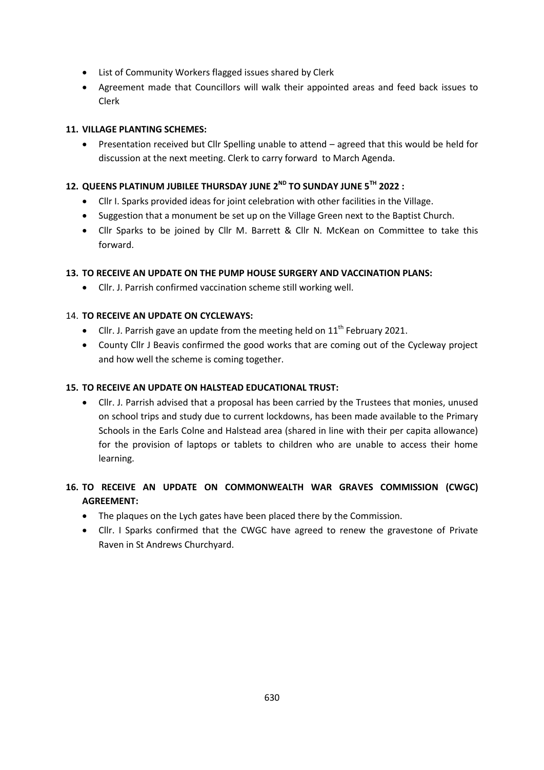- List of Community Workers flagged issues shared by Clerk
- Agreement made that Councillors will walk their appointed areas and feed back issues to Clerk

**11. VILLAGE PLANTING SCHEMES:**

- Presentation received but Cllr Spelling unable to attend – agreed that this would be held for discussion at the next meeting. Clerk to carry forward to March Agenda.

**12. QUEENS PLATINUM JUBILEE THURSDAY JUNE 2ND TO SUNDAY JUNE 5TH 2022 :**

- Cllr I. Sparks provided ideas for joint celebration with other facilities in the Village.
- Suggestion that a monument be set up on the Village Green next to the Baptist Church.
- Cllr Sparks to be joined by Cllr M. Barrett & Cllr N. McKean on Committee to take this forward.

**13. TO RECEIVE AN UPDATE ON THE PUMP HOUSE SURGERY AND VACCINATION PLANS:**

- Cllr. J. Parrish confirmed vaccination scheme still working well.

14. **TO RECEIVE AN UPDATE ON CYCLEWAYS:**

- Cllr. J. Parrish gave an update from the meeting held on 11th February 2021.
- County Cllr J Beavis confirmed the good works that are coming out of the Cycleway project and how well the scheme is coming together.

**15. TO RECEIVE AN UPDATE ON HALSTEAD EDUCATIONAL TRUST:**

- Cllr. J. Parrish advised that a proposal has been carried by the Trustees that monies, unused on school trips and study due to current lockdowns, has been made available to the Primary Schools in the Earls Colne and Halstead area (shared in line with their per capita allowance) for the provision of laptops or tablets to children who are unable to access their home learning.

**16. TO RECEIVE AN UPDATE ON COMMONWEALTH WAR GRAVES COMMISSION (CWGC) AGREEMENT:**

- The plaques on the Lych gates have been placed there by the Commission.
- Cllr. I Sparks confirmed that the CWGC have agreed to renew the gravestone of Private Raven in St Andrews Churchyard.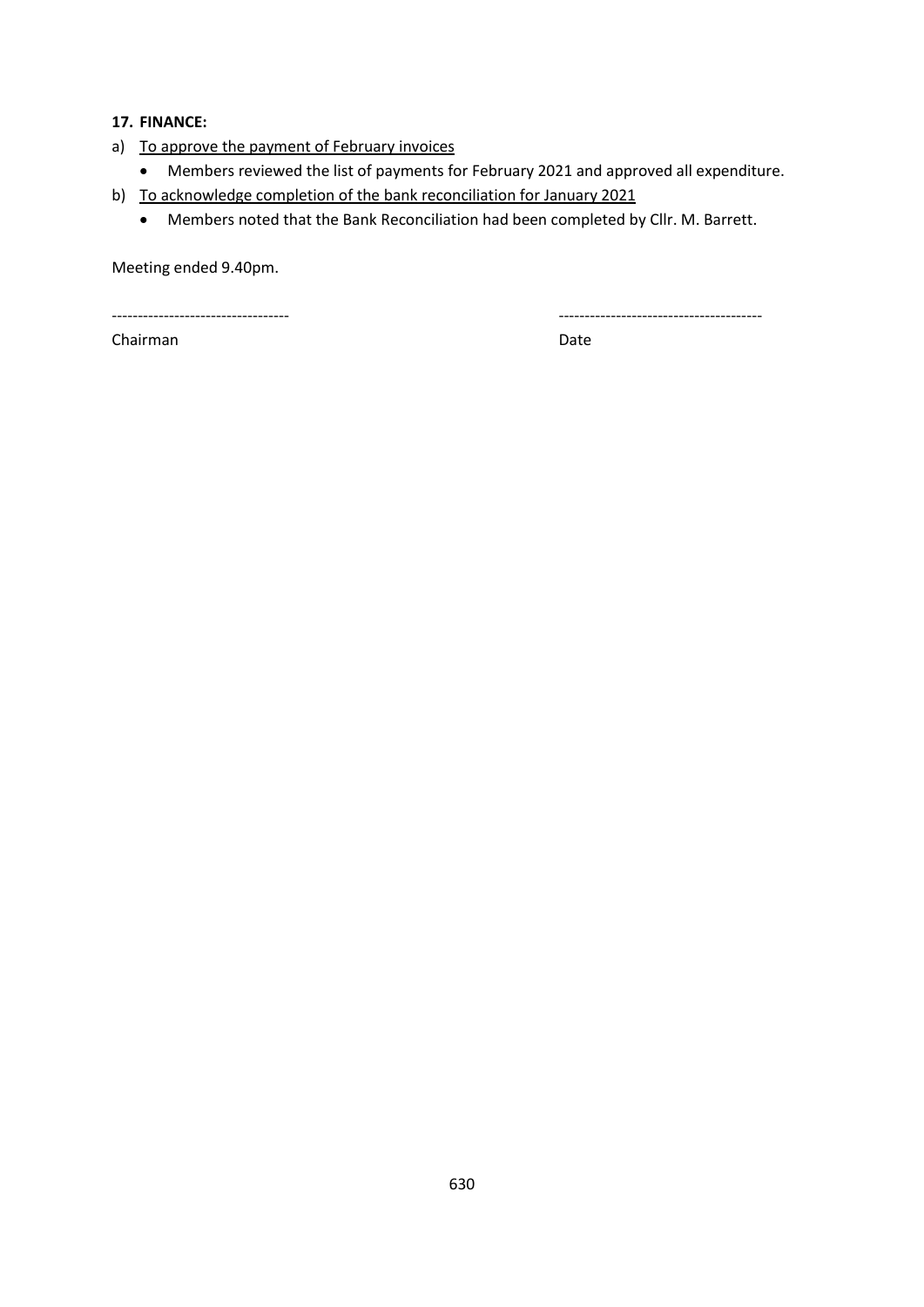**17. FINANCE:**

a) To approve the payment of February invoices

- Members reviewed the list of payments for February 2021 and approved all expenditure.

b) To acknowledge completion of the bank reconciliation for January 2021

- Members noted that the Bank Reconciliation had been completed by Cllr. M. Barrett.

Meeting ended 9.40pm.

---------------------------------- ---------------------------------------

Chairman Date